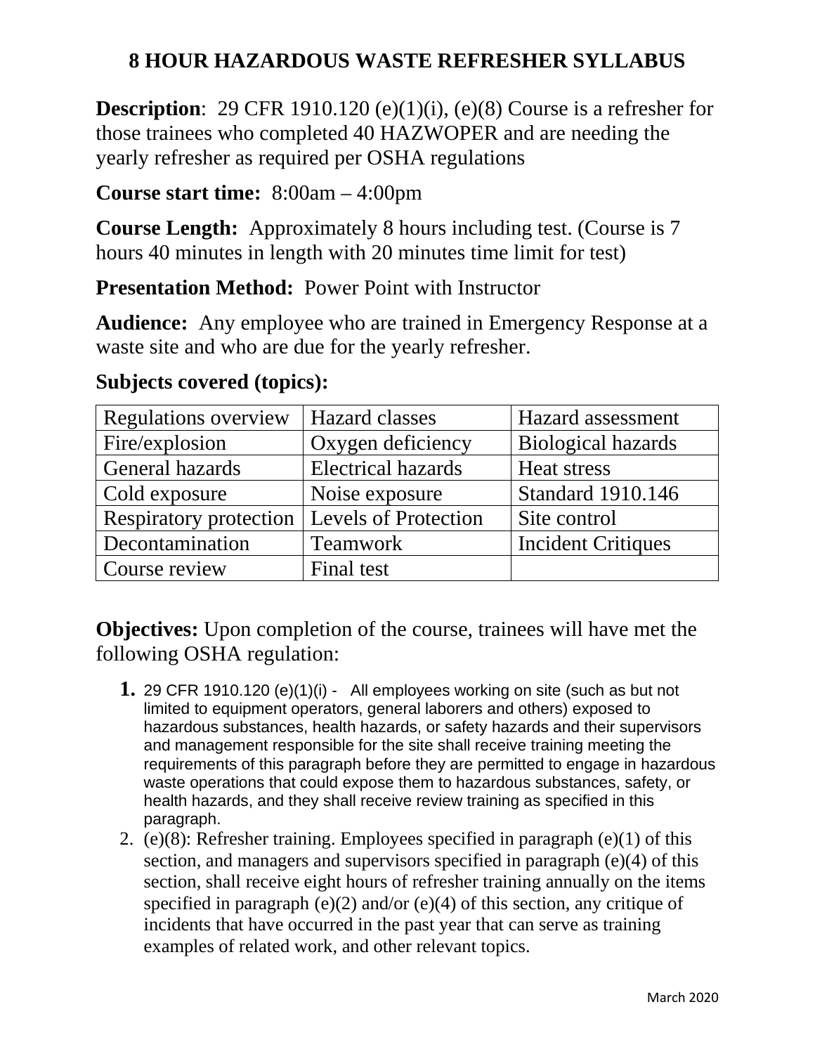# 8 HOUR HAZARDOUS WASTE REFRESHER SYLLABUS

**Description**: 29 CFR 1910.120 (e)(1)(i), (e)(8) Course is a refresher for those trainees who completed 40 HAZWOPER and are needing the yearly refresher as required per OSHA regulations

**Course start time:** 8:00am – 4:00pm

**Course Length:** Approximately 8 hours including test. (Course is 7 hours 40 minutes in length with 20 minutes time limit for test)

**Presentation Method:** Power Point with Instructor

**Audience:** Any employee who are trained in Emergency Response at a waste site and who are due for the yearly refresher.

**Subjects covered (topics):**

| | | |
|---|---|---|
| Regulations overview | Hazard classes | Hazard assessment |
| Fire/explosion | Oxygen deficiency | Biological hazards |
| General hazards | Electrical hazards | Heat stress |
| Cold exposure | Noise exposure | Standard 1910.146 |
| Respiratory protection | Levels of Protection | Site control |
| Decontamination | Teamwork | Incident Critiques |
| Course review | Final test | |

**Objectives:** Upon completion of the course, trainees will have met the following OSHA regulation:

1. 29 CFR 1910.120 (e)(1)(i) - All employees working on site (such as but not limited to equipment operators, general laborers and others) exposed to hazardous substances, health hazards, or safety hazards and their supervisors and management responsible for the site shall receive training meeting the requirements of this paragraph before they are permitted to engage in hazardous waste operations that could expose them to hazardous substances, safety, or health hazards, and they shall receive review training as specified in this paragraph.
2. (e)(8): Refresher training. Employees specified in paragraph (e)(1) of this section, and managers and supervisors specified in paragraph (e)(4) of this section, shall receive eight hours of refresher training annually on the items specified in paragraph (e)(2) and/or (e)(4) of this section, any critique of incidents that have occurred in the past year that can serve as training examples of related work, and other relevant topics.

March 2020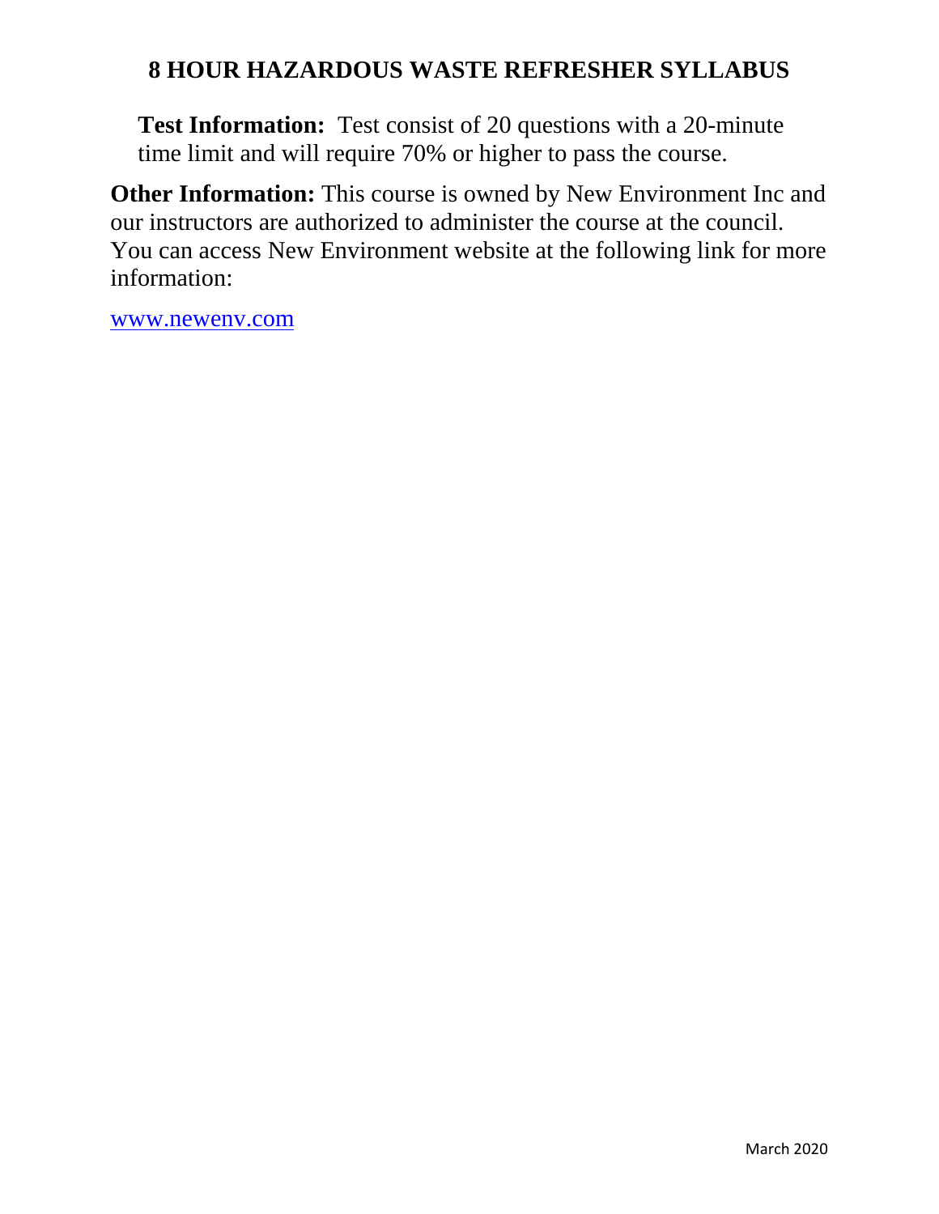# 8 HOUR HAZARDOUS WASTE REFRESHER SYLLABUS

**Test Information:** Test consist of 20 questions with a 20-minute time limit and will require 70% or higher to pass the course.

**Other Information:** This course is owned by New Environment Inc and our instructors are authorized to administer the course at the council. You can access New Environment website at the following link for more information:

www.newenv.com

March 2020